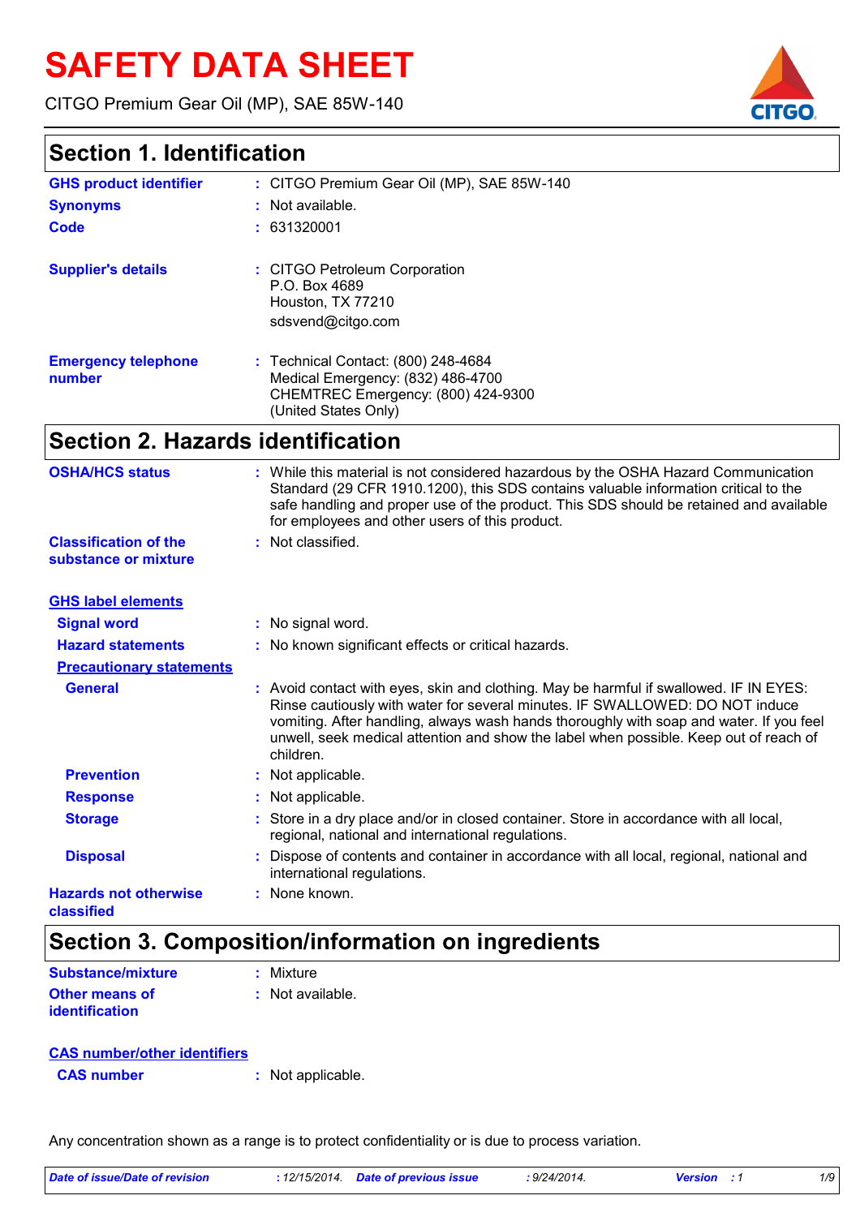# SAFETY DATA SHEET

CITGO Premium Gear Oil (MP), SAE 85W-140

## Section 1. Identification

| | |
|---|---|
| **GHS product identifier** | : CITGO Premium Gear Oil (MP), SAE 85W-140 |
| **Synonyms** | : Not available. |
| **Code** | : 631320001 |
| **Supplier's details** | : CITGO Petroleum Corporation<br>P.O. Box 4689<br>Houston, TX 77210<br>sdsvend@citgo.com |
| **Emergency telephone number** | : Technical Contact: (800) 248-4684<br>Medical Emergency: (832) 486-4700<br>CHEMTREC Emergency: (800) 424-9300<br>(United States Only) |

## Section 2. Hazards identification

| | |
|---|---|
| **OSHA/HCS status** | : While this material is not considered hazardous by the OSHA Hazard Communication Standard (29 CFR 1910.1200), this SDS contains valuable information critical to the safe handling and proper use of the product. This SDS should be retained and available for employees and other users of this product. |
| **Classification of the substance or mixture** | : Not classified. |

**GHS label elements**

| | |
|---|---|
| **Signal word** | : No signal word. |
| **Hazard statements** | : No known significant effects or critical hazards. |

**Precautionary statements**

| | |
|---|---|
| **General** | : Avoid contact with eyes, skin and clothing. May be harmful if swallowed. IF IN EYES: Rinse cautiously with water for several minutes. IF SWALLOWED: DO NOT induce vomiting. After handling, always wash hands thoroughly with soap and water. If you feel unwell, seek medical attention and show the label when possible. Keep out of reach of children. |
| **Prevention** | : Not applicable. |
| **Response** | : Not applicable. |
| **Storage** | : Store in a dry place and/or in closed container. Store in accordance with all local, regional, national and international regulations. |
| **Disposal** | : Dispose of contents and container in accordance with all local, regional, national and international regulations. |
| **Hazards not otherwise classified** | : None known. |

## Section 3. Composition/information on ingredients

| | |
|---|---|
| **Substance/mixture** | : Mixture |
| **Other means of identification** | : Not available. |

**CAS number/other identifiers**

| | |
|---|---|
| **CAS number** | : Not applicable. |

Any concentration shown as a range is to protect confidentiality or is due to process variation.

*Date of issue/Date of revision : 12/15/2014. Date of previous issue : 9/24/2014. Version : 1*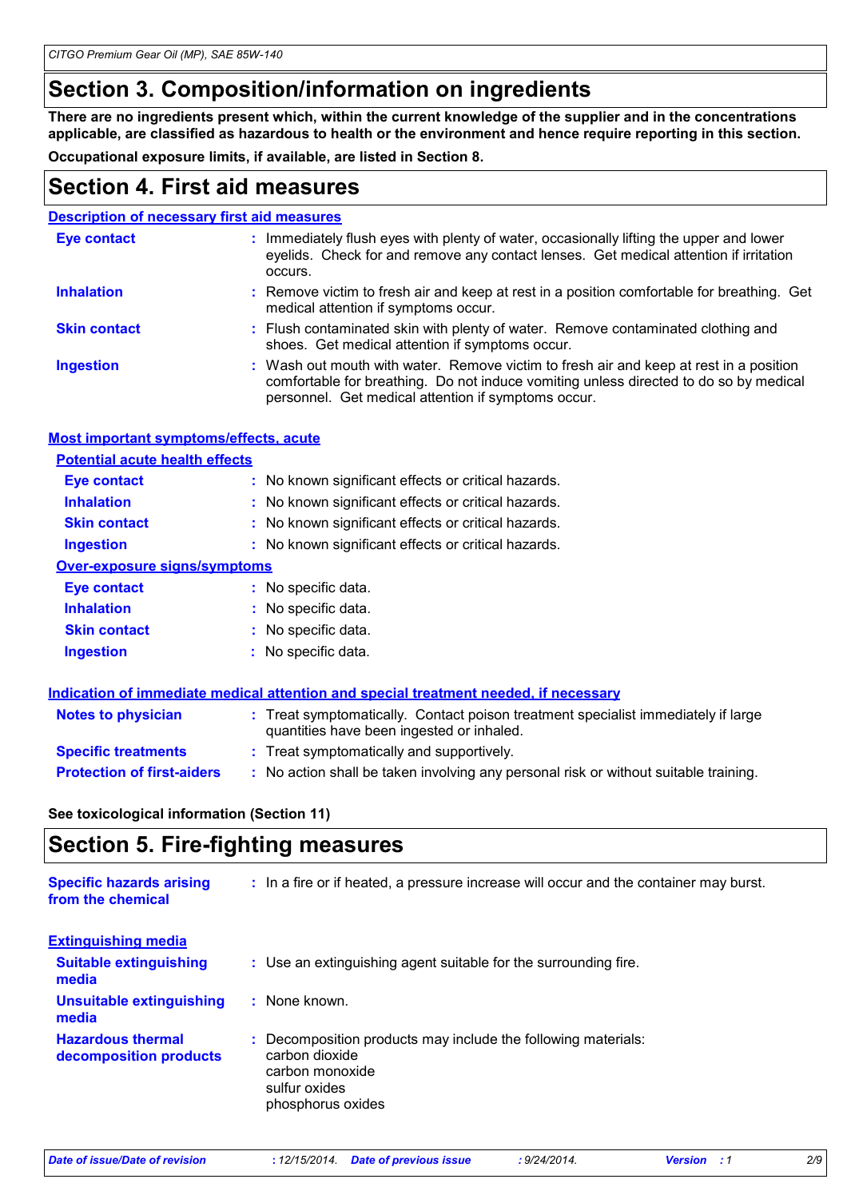## Section 3. Composition/information on ingredients

**There are no ingredients present which, within the current knowledge of the supplier and in the concentrations applicable, are classified as hazardous to health or the environment and hence require reporting in this section.**

**Occupational exposure limits, if available, are listed in Section 8.**

## Section 4. First aid measures

### Description of necessary first aid measures

| | |
|---|---|
| **Eye contact** | : Immediately flush eyes with plenty of water, occasionally lifting the upper and lower eyelids. Check for and remove any contact lenses. Get medical attention if irritation occurs. |
| **Inhalation** | : Remove victim to fresh air and keep at rest in a position comfortable for breathing. Get medical attention if symptoms occur. |
| **Skin contact** | : Flush contaminated skin with plenty of water. Remove contaminated clothing and shoes. Get medical attention if symptoms occur. |
| **Ingestion** | : Wash out mouth with water. Remove victim to fresh air and keep at rest in a position comfortable for breathing. Do not induce vomiting unless directed to do so by medical personnel. Get medical attention if symptoms occur. |

### Most important symptoms/effects, acute

#### Potential acute health effects

| | |
|---|---|
| **Eye contact** | : No known significant effects or critical hazards. |
| **Inhalation** | : No known significant effects or critical hazards. |
| **Skin contact** | : No known significant effects or critical hazards. |
| **Ingestion** | : No known significant effects or critical hazards. |

#### Over-exposure signs/symptoms

| | |
|---|---|
| **Eye contact** | : No specific data. |
| **Inhalation** | : No specific data. |
| **Skin contact** | : No specific data. |
| **Ingestion** | : No specific data. |

### Indication of immediate medical attention and special treatment needed, if necessary

| | |
|---|---|
| **Notes to physician** | : Treat symptomatically. Contact poison treatment specialist immediately if large quantities have been ingested or inhaled. |
| **Specific treatments** | : Treat symptomatically and supportively. |
| **Protection of first-aiders** | : No action shall be taken involving any personal risk or without suitable training. |

**See toxicological information (Section 11)**

## Section 5. Fire-fighting measures

| | |
|---|---|
| **Specific hazards arising from the chemical** | : In a fire or if heated, a pressure increase will occur and the container may burst. |

### Extinguishing media

| | |
|---|---|
| **Suitable extinguishing media** | : Use an extinguishing agent suitable for the surrounding fire. |
| **Unsuitable extinguishing media** | : None known. |
| **Hazardous thermal decomposition products** | : Decomposition products may include the following materials:<br>carbon dioxide<br>carbon monoxide<br>sulfur oxides<br>phosphorus oxides |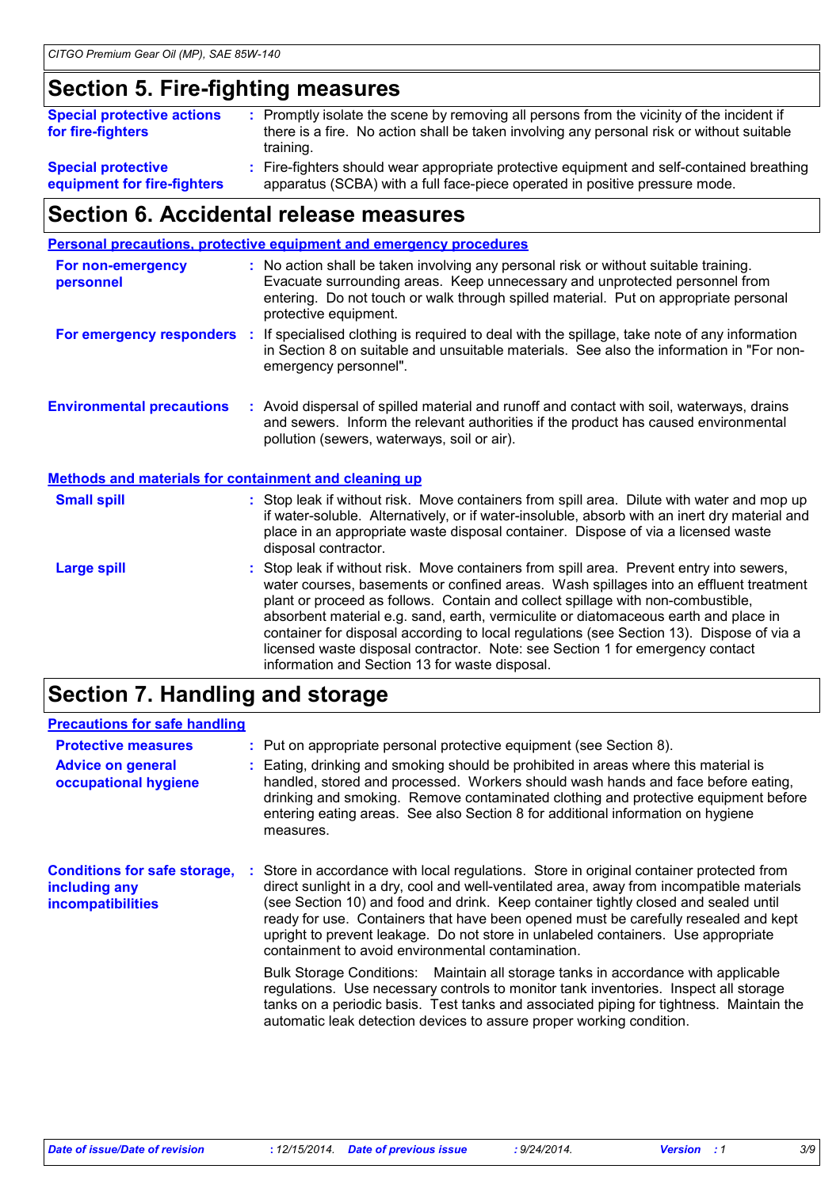## Section 5. Fire-fighting measures

**Special protective actions for fire-fighters** : Promptly isolate the scene by removing all persons from the vicinity of the incident if there is a fire. No action shall be taken involving any personal risk or without suitable training.

**Special protective equipment for fire-fighters** : Fire-fighters should wear appropriate protective equipment and self-contained breathing apparatus (SCBA) with a full face-piece operated in positive pressure mode.

## Section 6. Accidental release measures

### Personal precautions, protective equipment and emergency procedures

**For non-emergency personnel** : No action shall be taken involving any personal risk or without suitable training. Evacuate surrounding areas. Keep unnecessary and unprotected personnel from entering. Do not touch or walk through spilled material. Put on appropriate personal protective equipment.

**For emergency responders** : If specialised clothing is required to deal with the spillage, take note of any information in Section 8 on suitable and unsuitable materials. See also the information in "For non-emergency personnel".

**Environmental precautions** : Avoid dispersal of spilled material and runoff and contact with soil, waterways, drains and sewers. Inform the relevant authorities if the product has caused environmental pollution (sewers, waterways, soil or air).

### Methods and materials for containment and cleaning up

**Small spill** : Stop leak if without risk. Move containers from spill area. Dilute with water and mop up if water-soluble. Alternatively, or if water-insoluble, absorb with an inert dry material and place in an appropriate waste disposal container. Dispose of via a licensed waste disposal contractor.

**Large spill** : Stop leak if without risk. Move containers from spill area. Prevent entry into sewers, water courses, basements or confined areas. Wash spillages into an effluent treatment plant or proceed as follows. Contain and collect spillage with non-combustible, absorbent material e.g. sand, earth, vermiculite or diatomaceous earth and place in container for disposal according to local regulations (see Section 13). Dispose of via a licensed waste disposal contractor. Note: see Section 1 for emergency contact information and Section 13 for waste disposal.

## Section 7. Handling and storage

### Precautions for safe handling

**Protective measures** : Put on appropriate personal protective equipment (see Section 8).

**Advice on general occupational hygiene** : Eating, drinking and smoking should be prohibited in areas where this material is handled, stored and processed. Workers should wash hands and face before eating, drinking and smoking. Remove contaminated clothing and protective equipment before entering eating areas. See also Section 8 for additional information on hygiene measures.

**Conditions for safe storage, including any incompatibilities** : Store in accordance with local regulations. Store in original container protected from direct sunlight in a dry, cool and well-ventilated area, away from incompatible materials (see Section 10) and food and drink. Keep container tightly closed and sealed until ready for use. Containers that have been opened must be carefully resealed and kept upright to prevent leakage. Do not store in unlabeled containers. Use appropriate containment to avoid environmental contamination.

Bulk Storage Conditions: Maintain all storage tanks in accordance with applicable regulations. Use necessary controls to monitor tank inventories. Inspect all storage tanks on a periodic basis. Test tanks and associated piping for tightness. Maintain the automatic leak detection devices to assure proper working condition.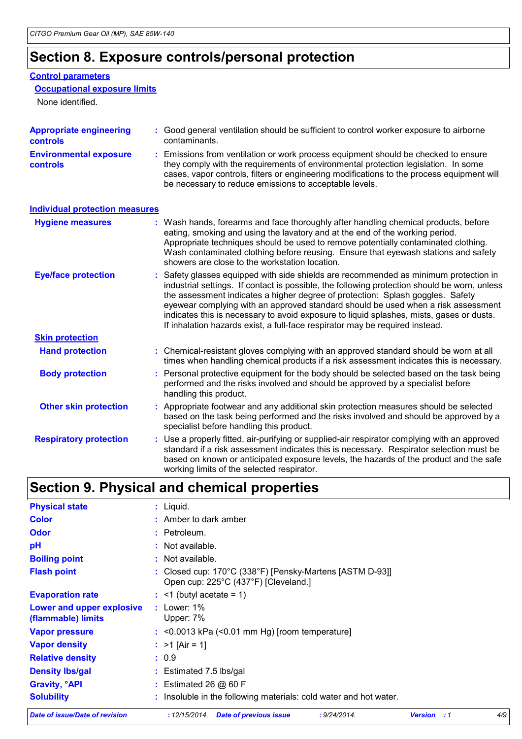# Section 8. Exposure controls/personal protection

## Control parameters

### Occupational exposure limits

None identified.

**Appropriate engineering controls** : Good general ventilation should be sufficient to control worker exposure to airborne contaminants.

**Environmental exposure controls** : Emissions from ventilation or work process equipment should be checked to ensure they comply with the requirements of environmental protection legislation. In some cases, vapor controls, filters or engineering modifications to the process equipment will be necessary to reduce emissions to acceptable levels.

## Individual protection measures

**Hygiene measures** : Wash hands, forearms and face thoroughly after handling chemical products, before eating, smoking and using the lavatory and at the end of the working period. Appropriate techniques should be used to remove potentially contaminated clothing. Wash contaminated clothing before reusing. Ensure that eyewash stations and safety showers are close to the workstation location.

**Eye/face protection** : Safety glasses equipped with side shields are recommended as minimum protection in industrial settings. If contact is possible, the following protection should be worn, unless the assessment indicates a higher degree of protection: Splash goggles. Safety eyewear complying with an approved standard should be used when a risk assessment indicates this is necessary to avoid exposure to liquid splashes, mists, gases or dusts. If inhalation hazards exist, a full-face respirator may be required instead.

### Skin protection

**Hand protection** : Chemical-resistant gloves complying with an approved standard should be worn at all times when handling chemical products if a risk assessment indicates this is necessary.

**Body protection** : Personal protective equipment for the body should be selected based on the task being performed and the risks involved and should be approved by a specialist before handling this product.

**Other skin protection** : Appropriate footwear and any additional skin protection measures should be selected based on the task being performed and the risks involved and should be approved by a specialist before handling this product.

**Respiratory protection** : Use a properly fitted, air-purifying or supplied-air respirator complying with an approved standard if a risk assessment indicates this is necessary. Respirator selection must be based on known or anticipated exposure levels, the hazards of the product and the safe working limits of the selected respirator.

# Section 9. Physical and chemical properties

**Physical state** : Liquid.

**Color** : Amber to dark amber

**Odor** : Petroleum.

**pH** : Not available.

**Boiling point** : Not available.

**Flash point** : Closed cup: 170°C (338°F) [Pensky-Martens [ASTM D-93]]
Open cup: 225°C (437°F) [Cleveland.]

**Evaporation rate** : <1 (butyl acetate = 1)

**Lower and upper explosive (flammable) limits** : Lower: 1%
Upper: 7%

**Vapor pressure** : <0.0013 kPa (<0.01 mm Hg) [room temperature]

**Vapor density** : >1 [Air = 1]

**Relative density** : 0.9

**Density lbs/gal** : Estimated 7.5 lbs/gal

**Gravity, °API** : Estimated 26 @ 60 F

**Solubility** : Insoluble in the following materials: cold water and hot water.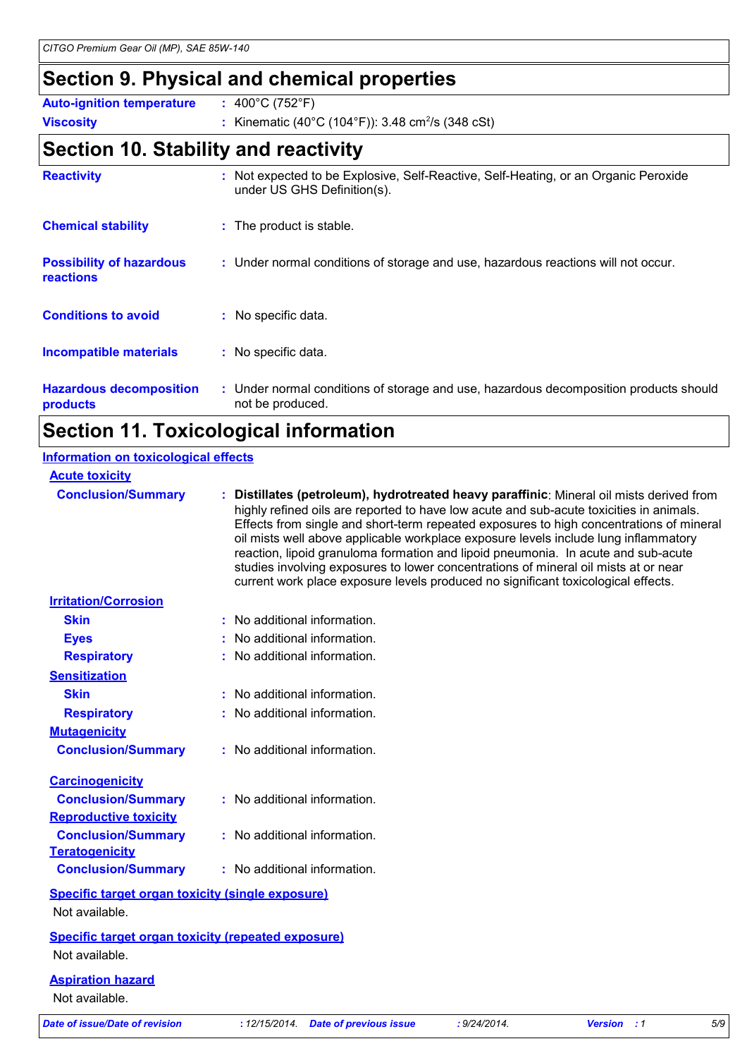## Section 9. Physical and chemical properties

| | |
|---|---|
| **Auto-ignition temperature** | : 400°C (752°F) |
| **Viscosity** | : Kinematic (40°C (104°F)): 3.48 $cm^2/s$ (348 cSt) |

## Section 10. Stability and reactivity

| | |
|---|---|
| **Reactivity** | : Not expected to be Explosive, Self-Reactive, Self-Heating, or an Organic Peroxide under US GHS Definition(s). |
| **Chemical stability** | : The product is stable. |
| **Possibility of hazardous reactions** | : Under normal conditions of storage and use, hazardous reactions will not occur. |
| **Conditions to avoid** | : No specific data. |
| **Incompatible materials** | : No specific data. |
| **Hazardous decomposition products** | : Under normal conditions of storage and use, hazardous decomposition products should not be produced. |

## Section 11. Toxicological information

**Information on toxicological effects**

**Acute toxicity**

**Conclusion/Summary** : **Distillates (petroleum), hydrotreated heavy paraffinic**: Mineral oil mists derived from highly refined oils are reported to have low acute and sub-acute toxicities in animals. Effects from single and short-term repeated exposures to high concentrations of mineral oil mists well above applicable workplace exposure levels include lung inflammatory reaction, lipoid granuloma formation and lipoid pneumonia. In acute and sub-acute studies involving exposures to lower concentrations of mineral oil mists at or near current work place exposure levels produced no significant toxicological effects.

**Irritation/Corrosion**

| | |
|---|---|
| **Skin** | : No additional information. |
| **Eyes** | : No additional information. |
| **Respiratory** | : No additional information. |

**Sensitization**

| | |
|---|---|
| **Skin** | : No additional information. |
| **Respiratory** | : No additional information. |

**Mutagenicity**

**Conclusion/Summary** : No additional information.

**Carcinogenicity**

**Conclusion/Summary** : No additional information.

**Reproductive toxicity**

**Conclusion/Summary** : No additional information.

**Teratogenicity**

**Conclusion/Summary** : No additional information.

**Specific target organ toxicity (single exposure)**

Not available.

**Specific target organ toxicity (repeated exposure)**

Not available.

**Aspiration hazard**

Not available.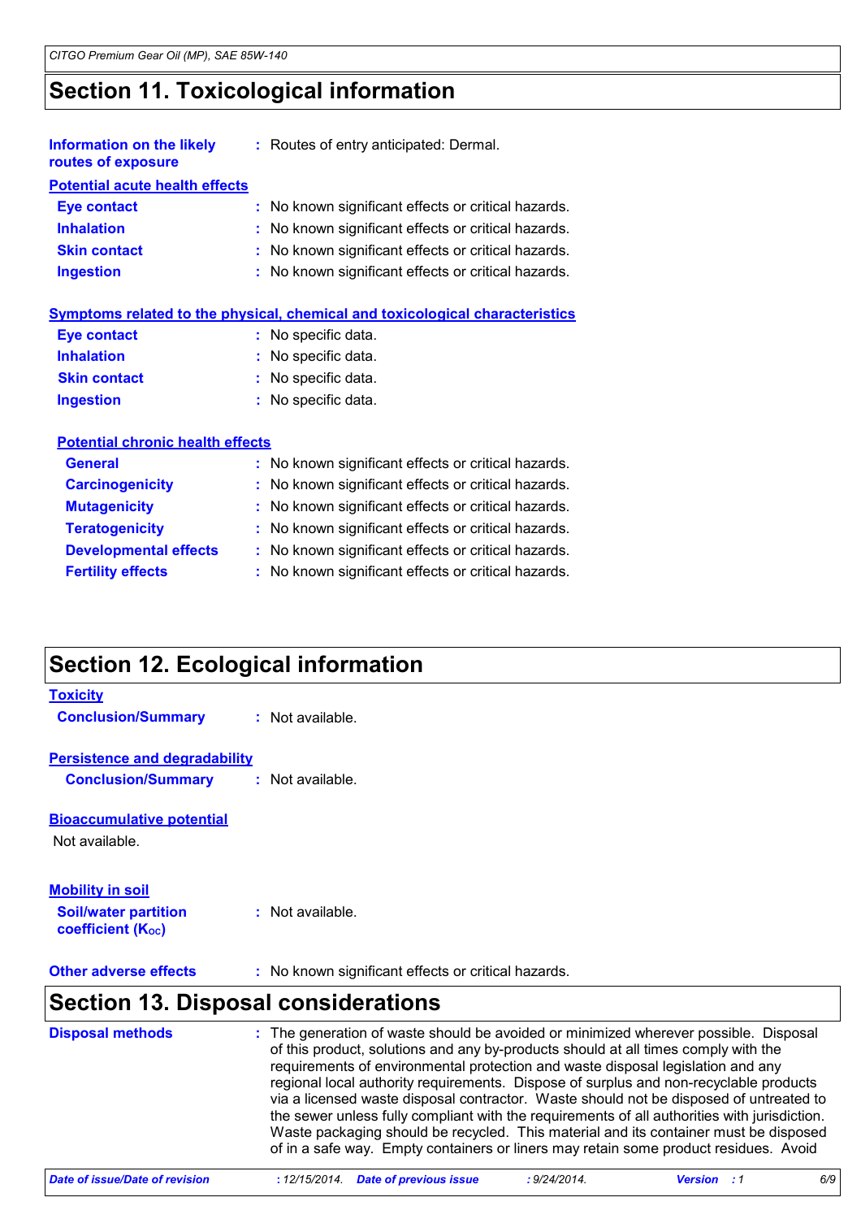# Section 11. Toxicological information

**Information on the likely routes of exposure** : Routes of entry anticipated: Dermal.

**Potential acute health effects**

| | |
|---|---|
| **Eye contact** | No known significant effects or critical hazards. |
| **Inhalation** | No known significant effects or critical hazards. |
| **Skin contact** | No known significant effects or critical hazards. |
| **Ingestion** | No known significant effects or critical hazards. |

**Symptoms related to the physical, chemical and toxicological characteristics**

| | |
|---|---|
| **Eye contact** | No specific data. |
| **Inhalation** | No specific data. |
| **Skin contact** | No specific data. |
| **Ingestion** | No specific data. |

**Potential chronic health effects**

| | |
|---|---|
| **General** | No known significant effects or critical hazards. |
| **Carcinogenicity** | No known significant effects or critical hazards. |
| **Mutagenicity** | No known significant effects or critical hazards. |
| **Teratogenicity** | No known significant effects or critical hazards. |
| **Developmental effects** | No known significant effects or critical hazards. |
| **Fertility effects** | No known significant effects or critical hazards. |

# Section 12. Ecological information

**Toxicity**

**Conclusion/Summary** : Not available.

**Persistence and degradability**

**Conclusion/Summary** : Not available.

**Bioaccumulative potential**

Not available.

**Mobility in soil**

**Soil/water partition coefficient ($K_{OC}$)** : Not available.

**Other adverse effects** : No known significant effects or critical hazards.

# Section 13. Disposal considerations

**Disposal methods** : The generation of waste should be avoided or minimized wherever possible. Disposal of this product, solutions and any by-products should at all times comply with the requirements of environmental protection and waste disposal legislation and any regional local authority requirements. Dispose of surplus and non-recyclable products via a licensed waste disposal contractor. Waste should not be disposed of untreated to the sewer unless fully compliant with the requirements of all authorities with jurisdiction. Waste packaging should be recycled. This material and its container must be disposed of in a safe way. Empty containers or liners may retain some product residues. Avoid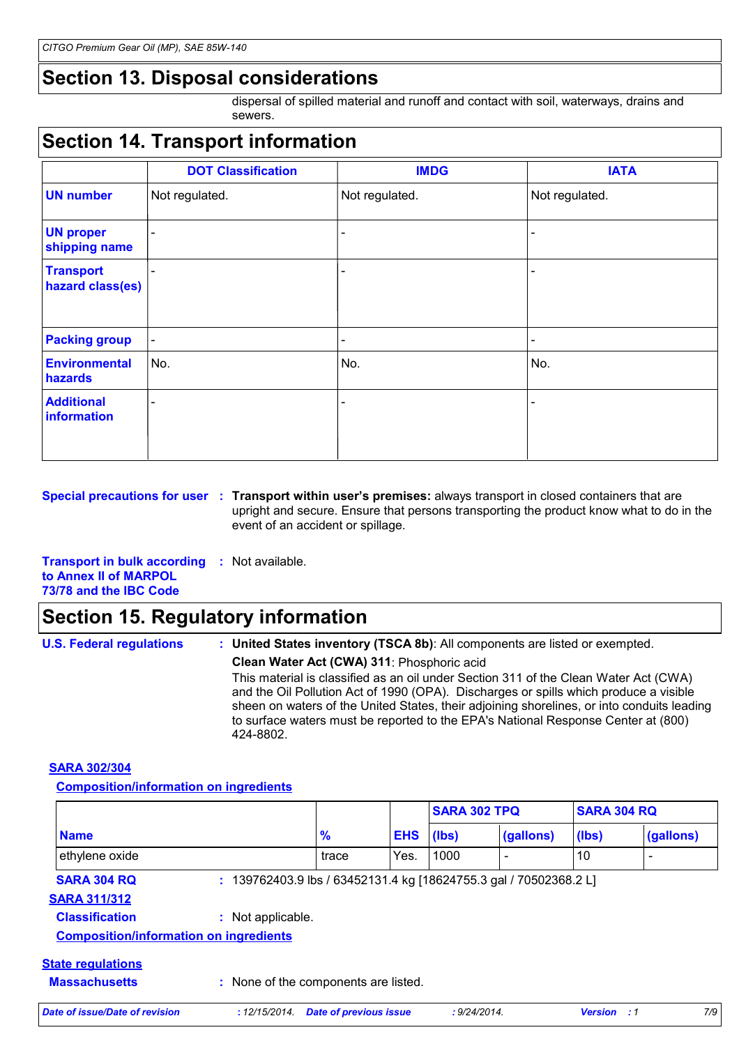## Section 13. Disposal considerations

dispersal of spilled material and runoff and contact with soil, waterways, drains and sewers.

## Section 14. Transport information

| | DOT Classification | IMDG | IATA |
|---|---|---|---|
| **UN number** | Not regulated. | Not regulated. | Not regulated. |
| **UN proper shipping name** | - | - | - |
| **Transport hazard class(es)** | - | - | - |
| **Packing group** | - | - | - |
| **Environmental hazards** | No. | No. | No. |
| **Additional information** | - | - | - |

**Special precautions for user** : **Transport within user's premises:** always transport in closed containers that are upright and secure. Ensure that persons transporting the product know what to do in the event of an accident or spillage.

**Transport in bulk according to Annex II of MARPOL 73/78 and the IBC Code** : Not available.

## Section 15. Regulatory information

**U.S. Federal regulations** : **United States inventory (TSCA 8b)**: All components are listed or exempted.

**Clean Water Act (CWA) 311**: Phosphoric acid

This material is classified as an oil under Section 311 of the Clean Water Act (CWA) and the Oil Pollution Act of 1990 (OPA). Discharges or spills which produce a visible sheen on waters of the United States, their adjoining shorelines, or into conduits leading to surface waters must be reported to the EPA's National Response Center at (800) 424-8802.

**SARA 302/304**

**Composition/information on ingredients**

| | | | SARA 302 TPQ | | SARA 304 RQ | |
|---|---|---|---|---|---|---|
| **Name** | **%** | **EHS** | **(lbs)** | **(gallons)** | **(lbs)** | **(gallons)** |
| ethylene oxide | trace | Yes. | 1000 | - | 10 | - |

**SARA 304 RQ** : 139762403.9 lbs / 63452131.4 kg [18624755.3 gal / 70502368.2 L]

**SARA 311/312**

**Classification** : Not applicable.

**Composition/information on ingredients**

**State regulations**

**Massachusetts** : None of the components are listed.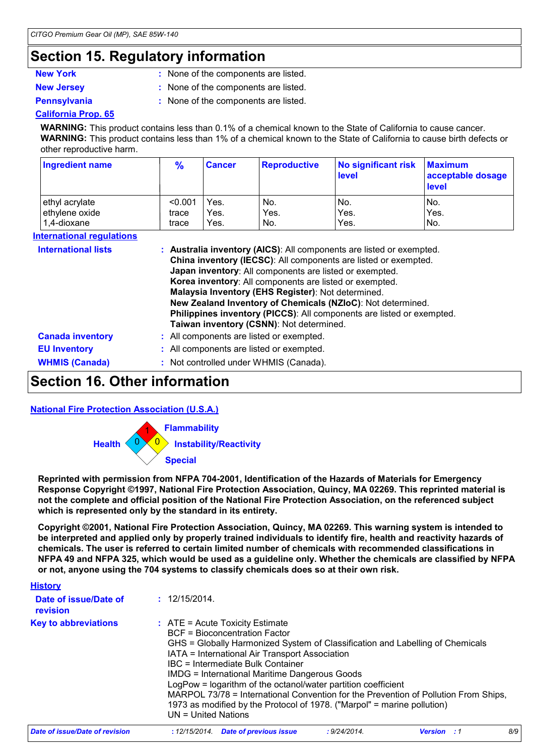## Section 15. Regulatory information

**New York** : None of the components are listed.

**New Jersey** : None of the components are listed.

**Pennsylvania** : None of the components are listed.

**California Prop. 65**

**WARNING:** This product contains less than 0.1% of a chemical known to the State of California to cause cancer.
**WARNING:** This product contains less than 1% of a chemical known to the State of California to cause birth defects or other reproductive harm.

| Ingredient name | % | Cancer | Reproductive | No significant risk level | Maximum acceptable dosage level |
|---|---|---|---|---|---|
| ethyl acrylate | <0.001 | Yes. | No. | No. | No. |
| ethylene oxide | trace | Yes. | Yes. | Yes. | Yes. |
| 1,4-dioxane | trace | Yes. | No. | Yes. | No. |

**International regulations**

**International lists** : **Australia inventory (AICS)**: All components are listed or exempted.
**China inventory (IECSC)**: All components are listed or exempted.
**Japan inventory**: All components are listed or exempted.
**Korea inventory**: All components are listed or exempted.
**Malaysia Inventory (EHS Register)**: Not determined.
**New Zealand Inventory of Chemicals (NZIoC)**: Not determined.
**Philippines inventory (PICCS)**: All components are listed or exempted.
**Taiwan inventory (CSNN)**: Not determined.

**Canada inventory** : All components are listed or exempted.

**EU Inventory** : All components are listed or exempted.

**WHMIS (Canada)** : Not controlled under WHMIS (Canada).

## Section 16. Other information

**National Fire Protection Association (U.S.A.)**

Health: 0
Flammability: 1
Instability/Reactivity: 0
Special:

**Reprinted with permission from NFPA 704-2001, Identification of the Hazards of Materials for Emergency Response Copyright ©1997, National Fire Protection Association, Quincy, MA 02269. This reprinted material is not the complete and official position of the National Fire Protection Association, on the referenced subject which is represented only by the standard in its entirety.**

**Copyright ©2001, National Fire Protection Association, Quincy, MA 02269. This warning system is intended to be interpreted and applied only by properly trained individuals to identify fire, health and reactivity hazards of chemicals. The user is referred to certain limited number of chemicals with recommended classifications in NFPA 49 and NFPA 325, which would be used as a guideline only. Whether the chemicals are classified by NFPA or not, anyone using the 704 systems to classify chemicals does so at their own risk.**

**History**

**Date of issue/Date of revision** : 12/15/2014.

**Key to abbreviations** : ATE = Acute Toxicity Estimate
BCF = Bioconcentration Factor
GHS = Globally Harmonized System of Classification and Labelling of Chemicals
IATA = International Air Transport Association
IBC = Intermediate Bulk Container
IMDG = International Maritime Dangerous Goods
LogPow = logarithm of the octanol/water partition coefficient
MARPOL 73/78 = International Convention for the Prevention of Pollution From Ships, 1973 as modified by the Protocol of 1978. ("Marpol" = marine pollution)
UN = United Nations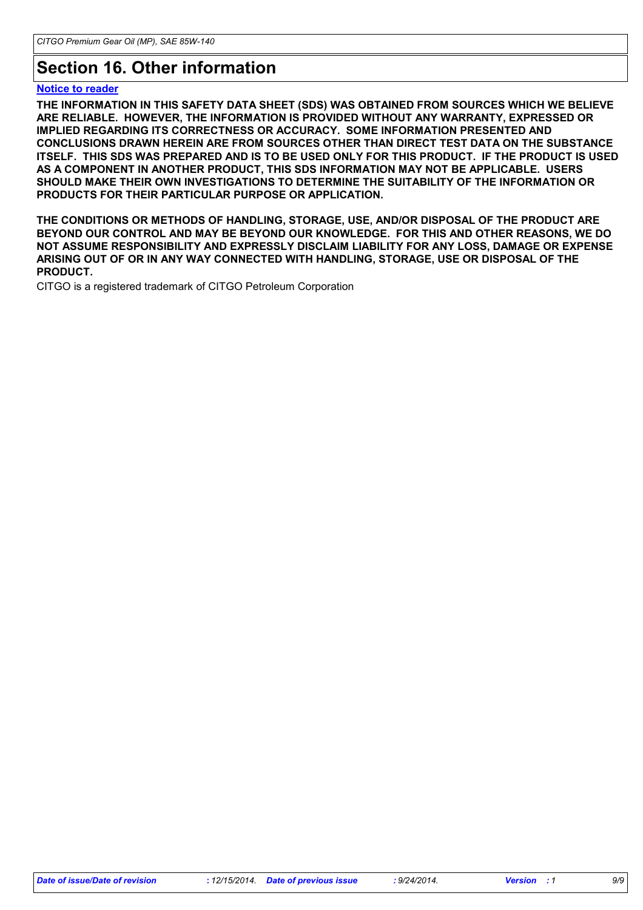# Section 16. Other information

**Notice to reader**

**THE INFORMATION IN THIS SAFETY DATA SHEET (SDS) WAS OBTAINED FROM SOURCES WHICH WE BELIEVE ARE RELIABLE. HOWEVER, THE INFORMATION IS PROVIDED WITHOUT ANY WARRANTY, EXPRESSED OR IMPLIED REGARDING ITS CORRECTNESS OR ACCURACY. SOME INFORMATION PRESENTED AND CONCLUSIONS DRAWN HEREIN ARE FROM SOURCES OTHER THAN DIRECT TEST DATA ON THE SUBSTANCE ITSELF. THIS SDS WAS PREPARED AND IS TO BE USED ONLY FOR THIS PRODUCT. IF THE PRODUCT IS USED AS A COMPONENT IN ANOTHER PRODUCT, THIS SDS INFORMATION MAY NOT BE APPLICABLE. USERS SHOULD MAKE THEIR OWN INVESTIGATIONS TO DETERMINE THE SUITABILITY OF THE INFORMATION OR PRODUCTS FOR THEIR PARTICULAR PURPOSE OR APPLICATION.**

**THE CONDITIONS OR METHODS OF HANDLING, STORAGE, USE, AND/OR DISPOSAL OF THE PRODUCT ARE BEYOND OUR CONTROL AND MAY BE BEYOND OUR KNOWLEDGE. FOR THIS AND OTHER REASONS, WE DO NOT ASSUME RESPONSIBILITY AND EXPRESSLY DISCLAIM LIABILITY FOR ANY LOSS, DAMAGE OR EXPENSE ARISING OUT OF OR IN ANY WAY CONNECTED WITH HANDLING, STORAGE, USE OR DISPOSAL OF THE PRODUCT.**

CITGO is a registered trademark of CITGO Petroleum Corporation